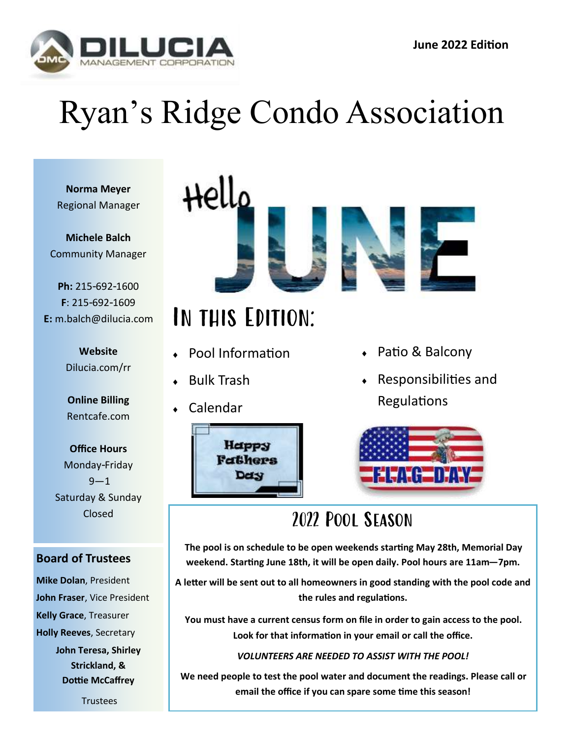June 2022 Edition

# Ryan's Ridge Condo Association

**Norma Meyer**
Regional Manager

**Michele Balch**
Community Manager

**Ph:** 215-692-1600
**F**: 215-692-1609
**E:** m.balch@dilucia.com

**Website**
Dilucia.com/rr

**Online Billing**
Rentcafe.com

**Office Hours**
Monday-Friday
9—1
Saturday & Sunday
Closed

## Board of Trustees

**Mike Dolan**, President
**John Fraser**, Vice President
**Kelly Grace**, Treasurer
**Holly Reeves**, Secretary
**John Teresa, Shirley Strickland, & Dottie McCaffrey**
Trustees

Hello JUNE

## In this Edition:

- Pool Information
- Bulk Trash
- Calendar
- Patio & Balcony
- Responsibilities and Regulations

Happy Fathers Day

FLAG DAY

## 2022 Pool Season

**The pool is on schedule to be open weekends starting May 28th, Memorial Day weekend. Starting June 18th, it will be open daily. Pool hours are 11am—7pm.**

**A letter will be sent out to all homeowners in good standing with the pool code and the rules and regulations.**

**You must have a current census form on file in order to gain access to the pool. Look for that information in your email or call the office.**

***VOLUNTEERS ARE NEEDED TO ASSIST WITH THE POOL!***

**We need people to test the pool water and document the readings. Please call or email the office if you can spare some time this season!**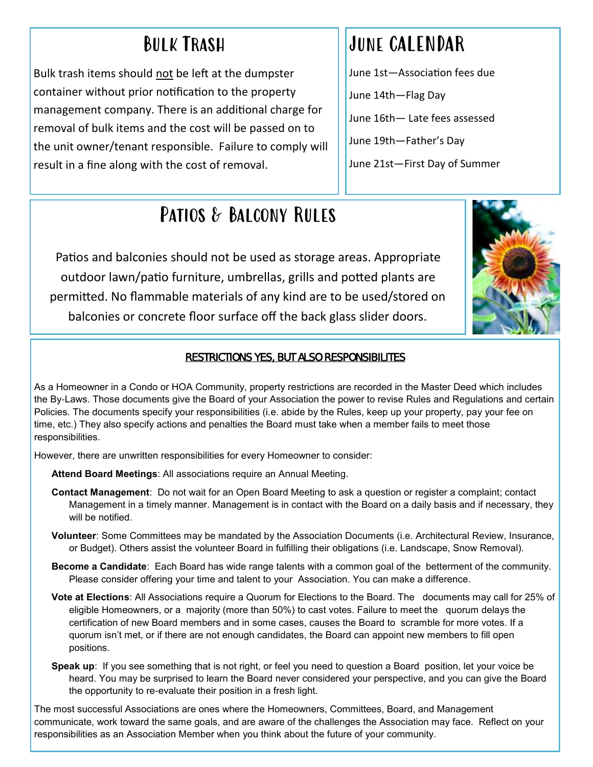## Bulk Trash

Bulk trash items should not be left at the dumpster container without prior notification to the property management company. There is an additional charge for removal of bulk items and the cost will be passed on to the unit owner/tenant responsible. Failure to comply will result in a fine along with the cost of removal.

## June Calendar

June 1st—Association fees due

June 14th—Flag Day

June 16th— Late fees assessed

June 19th—Father's Day

June 21st—First Day of Summer

## Patios & Balcony Rules

Patios and balconies should not be used as storage areas. Appropriate outdoor lawn/patio furniture, umbrellas, grills and potted plants are permitted. No flammable materials of any kind are to be used/stored on balconies or concrete floor surface off the back glass slider doors.

### RESTRICTIONS YES, BUT ALSO RESPONSIBILITES

As a Homeowner in a Condo or HOA Community, property restrictions are recorded in the Master Deed which includes the By-Laws. Those documents give the Board of your Association the power to revise Rules and Regulations and certain Policies. The documents specify your responsibilities (i.e. abide by the Rules, keep up your property, pay your fee on time, etc.) They also specify actions and penalties the Board must take when a member fails to meet those responsibilities.

However, there are unwritten responsibilities for every Homeowner to consider:

**Attend Board Meetings**: All associations require an Annual Meeting.

**Contact Management**: Do not wait for an Open Board Meeting to ask a question or register a complaint; contact Management in a timely manner. Management is in contact with the Board on a daily basis and if necessary, they will be notified.

**Volunteer**: Some Committees may be mandated by the Association Documents (i.e. Architectural Review, Insurance, or Budget). Others assist the volunteer Board in fulfilling their obligations (i.e. Landscape, Snow Removal).

**Become a Candidate**: Each Board has wide range talents with a common goal of the betterment of the community. Please consider offering your time and talent to your Association. You can make a difference.

**Vote at Elections**: All Associations require a Quorum for Elections to the Board. The documents may call for 25% of eligible Homeowners, or a majority (more than 50%) to cast votes. Failure to meet the quorum delays the certification of new Board members and in some cases, causes the Board to scramble for more votes. If a quorum isn't met, or if there are not enough candidates, the Board can appoint new members to fill open positions.

**Speak up**: If you see something that is not right, or feel you need to question a Board position, let your voice be heard. You may be surprised to learn the Board never considered your perspective, and you can give the Board the opportunity to re-evaluate their position in a fresh light.

The most successful Associations are ones where the Homeowners, Committees, Board, and Management communicate, work toward the same goals, and are aware of the challenges the Association may face. Reflect on your responsibilities as an Association Member when you think about the future of your community.